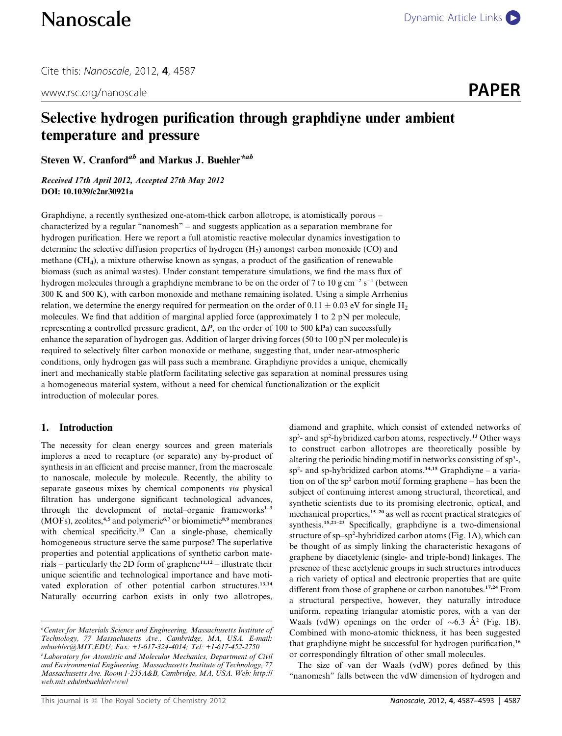# Selective hydrogen purification through graphdiyne under ambient temperature and pressure

**Steven W. Cranford[ab] and Markus J. Buehler*[ab]**

*Received 17th April 2012, Accepted 27th May 2012*
**DOI: 10.1039/c2nr30921a**

Graphdiyne, a recently synthesized one-atom-thick carbon allotrope, is atomistically porous – characterized by a regular "nanomesh" – and suggests application as a separation membrane for hydrogen purification. Here we report a full atomistic reactive molecular dynamics investigation to determine the selective diffusion properties of hydrogen ($H_2$) amongst carbon monoxide (CO) and methane ($CH_4$), a mixture otherwise known as syngas, a product of the gasification of renewable biomass (such as animal wastes). Under constant temperature simulations, we find the mass flux of hydrogen molecules through a graphdiyne membrane to be on the order of 7 to 10 g $cm^{-2}$ $s^{-1}$ (between 300 K and 500 K), with carbon monoxide and methane remaining isolated. Using a simple Arrhenius relation, we determine the energy required for permeation on the order of $0.11 \pm 0.03$ eV for single $H_2$ molecules. We find that addition of marginal applied force (approximately 1 to 2 pN per molecule, representing a controlled pressure gradient, $\Delta P$, on the order of 100 to 500 kPa) can successfully enhance the separation of hydrogen gas. Addition of larger driving forces (50 to 100 pN per molecule) is required to selectively filter carbon monoxide or methane, suggesting that, under near-atmospheric conditions, only hydrogen gas will pass such a membrane. Graphdiyne provides a unique, chemically inert and mechanically stable platform facilitating selective gas separation at nominal pressures using a homogeneous material system, without a need for chemical functionalization or the explicit introduction of molecular pores.

## 1. Introduction

The necessity for clean energy sources and green materials implores a need to recapture (or separate) any by-product of synthesis in an efficient and precise manner, from the macroscale to nanoscale, molecule by molecule. Recently, the ability to separate gaseous mixes by chemical components *via* physical filtration has undergone significant technological advances, through the development of metal–organic frameworks[1–3] (MOFs), zeolites,[4,5] and polymeric[6,7] or biomimetic[8,9] membranes with chemical specificity.[10] Can a single-phase, chemically homogeneous structure serve the same purpose? The superlative properties and potential applications of synthetic carbon materials – particularly the 2D form of graphene[11,12] – illustrate their unique scientific and technological importance and have motivated exploration of other potential carbon structures.[13,14] Naturally occurring carbon exists in only two allotropes, diamond and graphite, which consist of extended networks of $sp^3$- and $sp^2$-hybridized carbon atoms, respectively.[13] Other ways to construct carbon allotropes are theoretically possible by altering the periodic binding motif in networks consisting of $sp^3$-, $sp^2$- and sp-hybridized carbon atoms.[14,15] Graphdiyne – a variation on of the $sp^2$ carbon motif forming graphene – has been the subject of continuing interest among structural, theoretical, and synthetic scientists due to its promising electronic, optical, and mechanical properties,[15–20] as well as recent practical strategies of synthesis.[15,21–23] Specifically, graphdiyne is a two-dimensional structure of sp–$sp^2$-hybridized carbon atoms (Fig. 1A), which can be thought of as simply linking the characteristic hexagons of graphene by diacetylenic (single- and triple-bond) linkages. The presence of these acetylenic groups in such structures introduces a rich variety of optical and electronic properties that are quite different from those of graphene or carbon nanotubes.[17,24] From a structural perspective, however, they naturally introduce uniform, repeating triangular atomistic pores, with a van der Waals (vdW) openings on the order of ~6.3 $\text{Å}^2$ (Fig. 1B). Combined with mono-atomic thickness, it has been suggested that graphdiyne might be successful for hydrogen purification,[16] or correspondingly filtration of other small molecules.

The size of van der Waals (vdW) pores defined by this "nanomesh" falls between the vdW dimension of hydrogen and

---

[a] *Center for Materials Science and Engineering, Massachusetts Institute of Technology, 77 Massachusetts Ave., Cambridge, MA, USA. E-mail: mbuehler@MIT.EDU; Fax: +1-617-324-4014; Tel: +1-617-452-2750*

[b] *Laboratory for Atomistic and Molecular Mechanics, Department of Civil and Environmental Engineering, Massachusetts Institute of Technology, 77 Massachusetts Ave. Room 1-235A&B, Cambridge, MA, USA. Web: http://web.mit.edu/mbuehler/www/*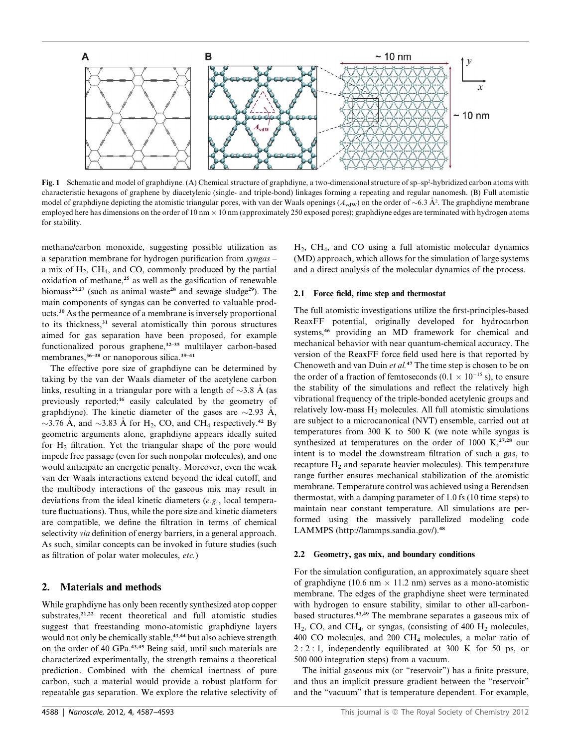**Fig. 1** Schematic and model of graphdiyne. (A) Chemical structure of graphdiyne, a two-dimensional structure of sp–sp$^2$-hybridized carbon atoms with characteristic hexagons of graphene by diacetylenic (single- and triple-bond) linkages forming a repeating and regular nanomesh. (B) Full atomistic model of graphdiyne depicting the atomistic triangular pores, with van der Waals openings ($A_{vdW}$) on the order of ~6.3 Å$^2$. The graphdiyne membrane employed here has dimensions on the order of 10 nm × 10 nm (approximately 250 exposed pores); graphdiyne edges are terminated with hydrogen atoms for stability.

methane/carbon monoxide, suggesting possible utilization as a separation membrane for hydrogen purification from *syngas* – a mix of $H_2$, $CH_4$, and CO, commonly produced by the partial oxidation of methane,[25] as well as the gasification of renewable biomass[26,27] (such as animal waste[28] and sewage sludge[29]). The main components of syngas can be converted to valuable products.[30] As the permeance of a membrane is inversely proportional to its thickness,[31] several atomistically thin porous structures aimed for gas separation have been proposed, for example functionalized porous graphene,[32–35] multilayer carbon-based membranes,[36–38] or nanoporous silica.[39–41]

The effective pore size of graphdiyne can be determined by taking by the van der Waals diameter of the acetylene carbon links, resulting in a triangular pore with a length of ~3.8 Å (as previously reported;[16] easily calculated by the geometry of graphdiyne). The kinetic diameter of the gases are ~2.93 Å, ~3.76 Å, and ~3.83 Å for $H_2$, CO, and $CH_4$ respectively.[42] By geometric arguments alone, graphdiyne appears ideally suited for $H_2$ filtration. Yet the triangular shape of the pore would impede free passage (even for such nonpolar molecules), and one would anticipate an energetic penalty. Moreover, even the weak van der Waals interactions extend beyond the ideal cutoff, and the multibody interactions of the gaseous mix may result in deviations from the ideal kinetic diameters (*e.g.*, local temperature fluctuations). Thus, while the pore size and kinetic diameters are compatible, we define the filtration in terms of chemical selectivity *via* definition of energy barriers, in a general approach. As such, similar concepts can be invoked in future studies (such as filtration of polar water molecules, *etc.*)

## 2. Materials and methods

While graphdiyne has only been recently synthesized atop copper substrates,[21,22] recent theoretical and full atomistic studies suggest that freestanding mono-atomistic graphdiyne layers would not only be chemically stable,[43,44] but also achieve strength on the order of 40 GPa.[43,45] Being said, until such materials are characterized experimentally, the strength remains a theoretical prediction. Combined with the chemical inertness of pure carbon, such a material would provide a robust platform for repeatable gas separation. We explore the relative selectivity of $H_2$, $CH_4$, and CO using a full atomistic molecular dynamics (MD) approach, which allows for the simulation of large systems and a direct analysis of the molecular dynamics of the process.

### 2.1 Force field, time step and thermostat

The full atomistic investigations utilize the first-principles-based ReaxFF potential, originally developed for hydrocarbon systems,[46] providing an MD framework for chemical and mechanical behavior with near quantum-chemical accuracy. The version of the ReaxFF force field used here is that reported by Chenoweth and van Duin *et al.*[47] The time step is chosen to be on the order of a fraction of femtoseconds ($0.1 \times 10^{-15}$ s), to ensure the stability of the simulations and reflect the relatively high vibrational frequency of the triple-bonded acetylenic groups and relatively low-mass $H_2$ molecules. All full atomistic simulations are subject to a microcanonical (NVT) ensemble, carried out at temperatures from 300 K to 500 K (we note while syngas is synthesized at temperatures on the order of 1000 K,[27,28] our intent is to model the downstream filtration of such a gas, to recapture $H_2$ and separate heavier molecules). This temperature range further ensures mechanical stabilization of the atomistic membrane. Temperature control was achieved using a Berendsen thermostat, with a damping parameter of 1.0 fs (10 time steps) to maintain near constant temperature. All simulations are performed using the massively parallelized modeling code LAMMPS (http://lammps.sandia.gov/).[48]

### 2.2 Geometry, gas mix, and boundary conditions

For the simulation configuration, an approximately square sheet of graphdiyne (10.6 nm × 11.2 nm) serves as a mono-atomistic membrane. The edges of the graphdiyne sheet were terminated with hydrogen to ensure stability, similar to other all-carbon-based structures.[43,49] The membrane separates a gaseous mix of $H_2$, CO, and $CH_4$, or syngas, (consisting of 400 $H_2$ molecules, 400 CO molecules, and 200 $CH_4$ molecules, a molar ratio of 2 : 2 : 1, independently equilibrated at 300 K for 50 ps, or 500 000 integration steps) from a vacuum.

The initial gaseous mix (or "reservoir") has a finite pressure, and thus an implicit pressure gradient between the "reservoir" and the "vacuum" that is temperature dependent. For example,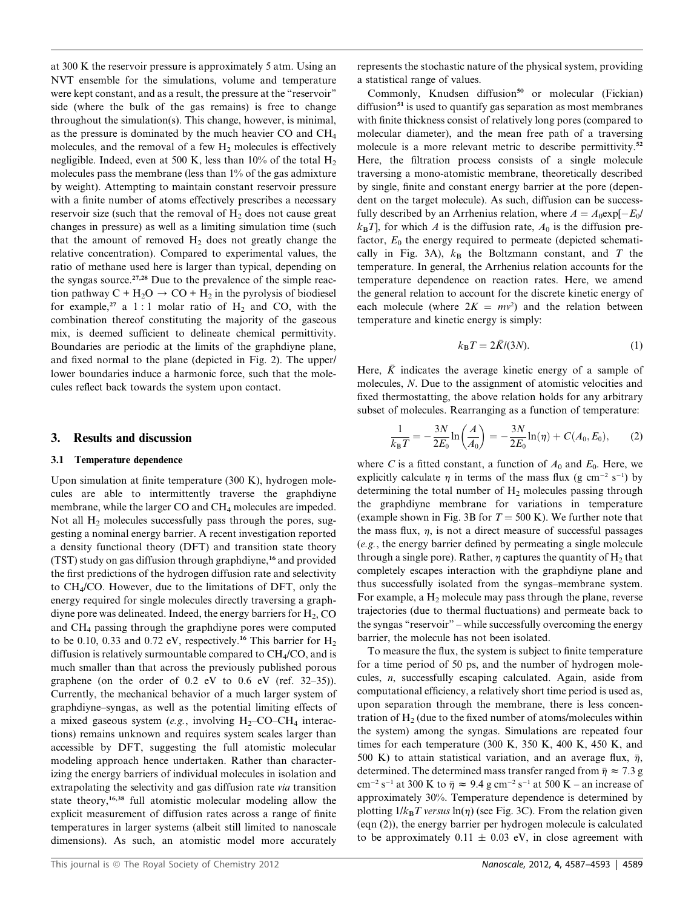at 300 K the reservoir pressure is approximately 5 atm. Using an NVT ensemble for the simulations, volume and temperature were kept constant, and as a result, the pressure at the "reservoir" side (where the bulk of the gas remains) is free to change throughout the simulation(s). This change, however, is minimal, as the pressure is dominated by the much heavier CO and $CH_4$ molecules, and the removal of a few $H_2$ molecules is effectively negligible. Indeed, even at 500 K, less than 10% of the total $H_2$ molecules pass the membrane (less than 1% of the gas admixture by weight). Attempting to maintain constant reservoir pressure with a finite number of atoms effectively prescribes a necessary reservoir size (such that the removal of $H_2$ does not cause great changes in pressure) as well as a limiting simulation time (such that the amount of removed $H_2$ does not greatly change the relative concentration). Compared to experimental values, the ratio of methane used here is larger than typical, depending on the syngas source.[27,28] Due to the prevalence of the simple reaction pathway $C + H_2O \rightarrow CO + H_2$ in the pyrolysis of biodiesel for example,[27] a 1 : 1 molar ratio of $H_2$ and CO, with the combination thereof constituting the majority of the gaseous mix, is deemed sufficient to delineate chemical permittivity. Boundaries are periodic at the limits of the graphdiyne plane, and fixed normal to the plane (depicted in Fig. 2). The upper/lower boundaries induce a harmonic force, such that the molecules reflect back towards the system upon contact.

## 3. Results and discussion

### 3.1 Temperature dependence

Upon simulation at finite temperature (300 K), hydrogen molecules are able to intermittently traverse the graphdiyne membrane, while the larger CO and $CH_4$ molecules are impeded. Not all $H_2$ molecules successfully pass through the pores, suggesting a nominal energy barrier. A recent investigation reported a density functional theory (DFT) and transition state theory (TST) study on gas diffusion through graphdiyne,[16] and provided the first predictions of the hydrogen diffusion rate and selectivity to $CH_4$/CO. However, due to the limitations of DFT, only the energy required for single molecules directly traversing a graphdiyne pore was delineated. Indeed, the energy barriers for $H_2$, CO and $CH_4$ passing through the graphdiyne pores were computed to be 0.10, 0.33 and 0.72 eV, respectively.[16] This barrier for $H_2$ diffusion is relatively surmountable compared to $CH_4$/CO, and is much smaller than that across the previously published porous graphene (on the order of 0.2 eV to 0.6 eV (ref. 32–35)). Currently, the mechanical behavior of a much larger system of graphdiyne–syngas, as well as the potential limiting effects of a mixed gaseous system (*e.g.*, involving $H_2$–CO–$CH_4$ interactions) remains unknown and requires system scales larger than accessible by DFT, suggesting the full atomistic molecular modeling approach hence undertaken. Rather than characterizing the energy barriers of individual molecules in isolation and extrapolating the selectivity and gas diffusion rate *via* transition state theory,[16,38] full atomistic molecular modeling allow the explicit measurement of diffusion rates across a range of finite temperatures in larger systems (albeit still limited to nanoscale dimensions). As such, an atomistic model more accurately represents the stochastic nature of the physical system, providing a statistical range of values.

Commonly, Knudsen diffusion[50] or molecular (Fickian) diffusion[51] is used to quantify gas separation as most membranes with finite thickness consist of relatively long pores (compared to molecular diameter), and the mean free path of a traversing molecule is a more relevant metric to describe permittivity.[52] Here, the filtration process consists of a single molecule traversing a mono-atomic membrane, theoretically described by single, finite and constant energy barrier at the pore (dependent on the target molecule). As such, diffusion can be successfully described by an Arrhenius relation, where $A = A_0\exp[-E_0/k_BT]$, for which $A$ is the diffusion rate, $A_0$ is the diffusion prefactor, $E_0$ the energy required to permeate (depicted schematically in Fig. 3A), $k_B$ the Boltzmann constant, and $T$ the temperature. In general, the Arrhenius relation accounts for the temperature dependence on reaction rates. Here, we amend the general relation to account for the discrete kinetic energy of each molecule (where $2K = mv^2$) and the relation between temperature and kinetic energy is simply:

$$k_BT = 2\bar{K}/(3N). \tag{1}$$

Here, $\bar{K}$ indicates the average kinetic energy of a sample of molecules, $N$. Due to the assignment of atomistic velocities and fixed thermostatting, the above relation holds for any arbitrary subset of molecules. Rearranging as a function of temperature:

$$\frac{1}{k_BT} = -\frac{3N}{2E_0}\ln\left(\frac{A}{A_0}\right) = -\frac{3N}{2E_0}\ln(\eta) + C(A_0, E_0), \tag{2}$$

where $C$ is a fitted constant, a function of $A_0$ and $E_0$. Here, we explicitly calculate $\eta$ in terms of the mass flux (g cm$^{-2}$ s$^{-1}$) by determining the total number of $H_2$ molecules passing through the graphdiyne membrane for variations in temperature (example shown in Fig. 3B for $T = 500$ K). We further note that the mass flux, $\eta$, is not a direct measure of successful passages (*e.g.*, the energy barrier defined by permeating a single molecule through a single pore). Rather, $\eta$ captures the quantity of $H_2$ that completely escapes interaction with the graphdiyne plane and thus successfully isolated from the syngas–membrane system. For example, a $H_2$ molecule may pass through the plane, reverse trajectories (due to thermal fluctuations) and permeate back to the syngas "reservoir" – while successfully overcoming the energy barrier, the molecule has not been isolated.

To measure the flux, the system is subject to finite temperature for a time period of 50 ps, and the number of hydrogen molecules, $n$, successfully escaping calculated. Again, aside from computational efficiency, a relatively short time period is used as, upon separation through the membrane, there is less concentration of $H_2$ (due to the fixed number of atoms/molecules within the system) among the syngas. Simulations are repeated four times for each temperature (300 K, 350 K, 400 K, 450 K, and 500 K) to attain statistical variation, and an average flux, $\bar{\eta}$, determined. The determined mass transfer ranged from $\bar{\eta} \approx 7.3$ g cm$^{-2}$ s$^{-1}$ at 300 K to $\bar{\eta} \approx 9.4$ g cm$^{-2}$ s$^{-1}$ at 500 K – an increase of approximately 30%. Temperature dependence is determined by plotting $1/k_BT$ *versus* $\ln(\eta)$ (see Fig. 3C). From the relation given (eqn (2)), the energy barrier per hydrogen molecule is calculated to be approximately $0.11 \pm 0.03$ eV, in close agreement with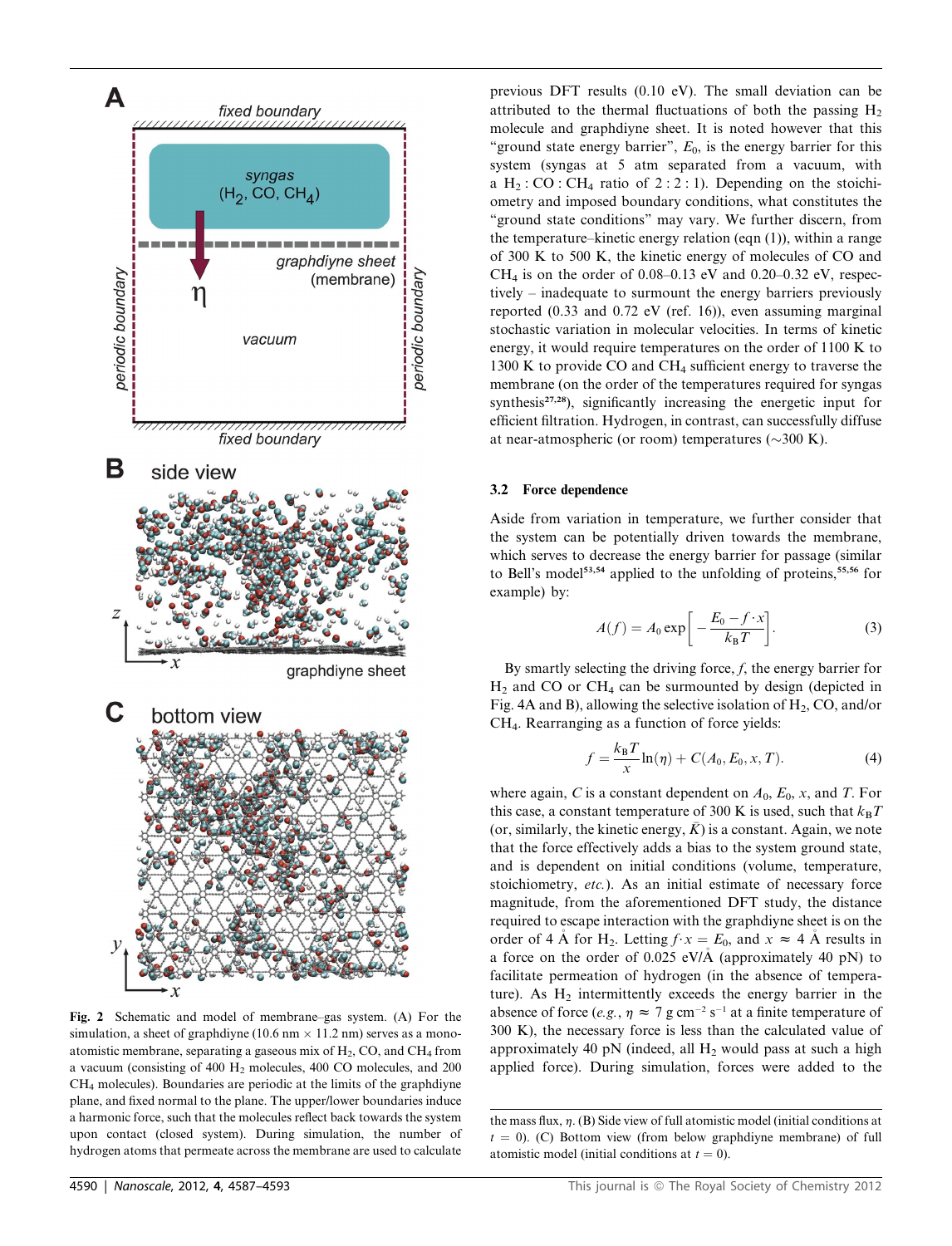previous DFT results (0.10 eV). The small deviation can be attributed to the thermal fluctuations of both the passing $H_2$ molecule and graphdiyne sheet. It is noted however that this "ground state energy barrier", $E_0$, is the energy barrier for this system (syngas at 5 atm separated from a vacuum, with a $H_2:CO:CH_4$ ratio of 2 : 2 : 1). Depending on the stoichiometry and imposed boundary conditions, what constitutes the "ground state conditions" may vary. We further discern, from the temperature–kinetic energy relation (eqn (1)), within a range of 300 K to 500 K, the kinetic energy of molecules of CO and $CH_4$ is on the order of 0.08–0.13 eV and 0.20–0.32 eV, respectively – inadequate to surmount the energy barriers previously reported (0.33 and 0.72 eV (ref. 16)), even assuming marginal stochastic variation in molecular velocities. In terms of kinetic energy, it would require temperatures on the order of 1100 K to 1300 K to provide CO and $CH_4$ sufficient energy to traverse the membrane (on the order of the temperatures required for syngas synthesis[27,28]), significantly increasing the energetic input for efficient filtration. Hydrogen, in contrast, can successfully diffuse at near-atmospheric (or room) temperatures (~300 K).

### 3.2 Force dependence

Aside from variation in temperature, we further consider that the system can be potentially driven towards the membrane, which serves to decrease the energy barrier for passage (similar to Bell's model[53,54] applied to the unfolding of proteins,[55,56] for example) by:

$$A(f) = A_0 \exp\left[-\frac{E_0 - f \cdot x}{k_B T}\right]. \tag{3}$$

By smartly selecting the driving force, $f$, the energy barrier for $H_2$ and CO or $CH_4$ can be surmounted by design (depicted in Fig. 4A and B), allowing the selective isolation of $H_2$, CO, and/or $CH_4$. Rearranging as a function of force yields:

$$f = \frac{k_B T}{x}\ln(\eta) + C(A_0, E_0, x, T). \tag{4}$$

where again, $C$ is a constant dependent on $A_0$, $E_0$, $x$, and $T$. For this case, a constant temperature of 300 K is used, such that $k_BT$ (or, similarly, the kinetic energy, $\bar{K}$) is a constant. Again, we note that the force effectively adds a bias to the system ground state, and is dependent on initial conditions (volume, temperature, stoichiometry, *etc.*). As an initial estimate of necessary force magnitude, from the aforementioned DFT study, the distance required to escape interaction with the graphdiyne sheet is on the order of 4 Å for $H_2$. Letting $f \cdot x = E_0$, and $x \approx 4$ Å results in a force on the order of 0.025 eV/Å (approximately 40 pN) to facilitate permeation of hydrogen (in the absence of temperature). As $H_2$ intermittently exceeds the energy barrier in the absence of force (*e.g.*, $\eta \approx 7$ g cm$^{-2}$ s$^{-1}$ at a finite temperature of 300 K), the necessary force is less than the calculated value of approximately 40 pN (indeed, all $H_2$ would pass at such a high applied force). During simulation, forces were added to the

**Fig. 2** Schematic and model of membrane–gas system. (A) For the simulation, a sheet of graphdiyne (10.6 nm × 11.2 nm) serves as a mono-atomistic membrane, separating a gaseous mix of $H_2$, CO, and $CH_4$ from a vacuum (consisting of 400 $H_2$ molecules, 400 CO molecules, and 200 $CH_4$ molecules). Boundaries are periodic at the limits of the graphdiyne plane, and fixed normal to the plane. The upper/lower boundaries induce a harmonic force, such that the molecules reflect back towards the system upon contact (closed system). During simulation, the number of hydrogen atoms that permeate across the membrane are used to calculate the mass flux, $\eta$. (B) Side view of full atomistic model (initial conditions at $t = 0$). (C) Bottom view (from below graphdiyne membrane) of full atomistic model (initial conditions at $t = 0$).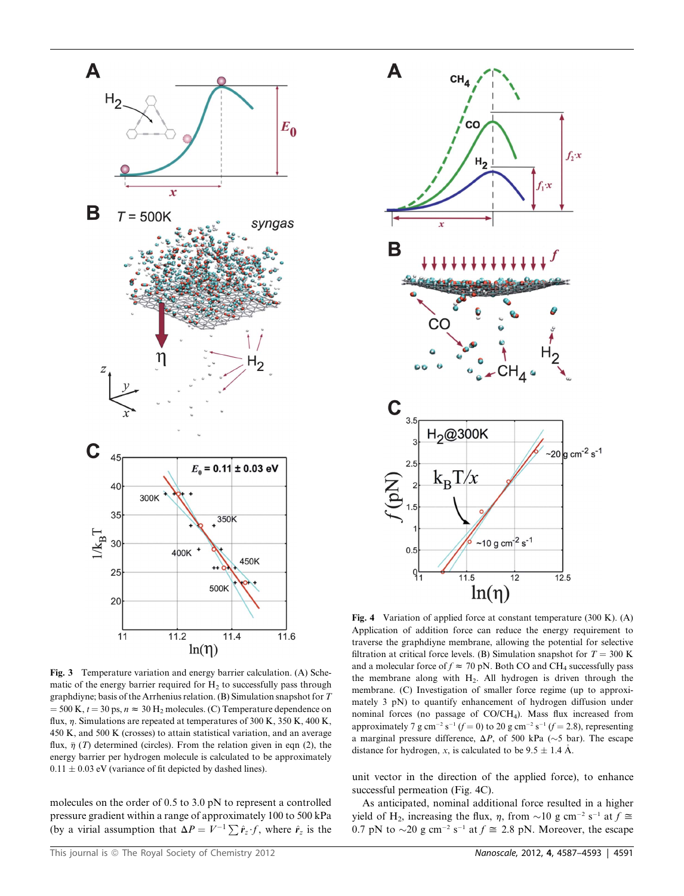**Fig. 3** Temperature variation and energy barrier calculation. (A) Schematic of the energy barrier required for $H_2$ to successfully pass through graphdiyne; basis of the Arrhenius relation. (B) Simulation snapshot for $T = 500$ K, $t = 30$ ps, $n \approx 30$ $H_2$ molecules. (C) Temperature dependence on flux, $\eta$. Simulations are repeated at temperatures of 300 K, 350 K, 400 K, 450 K, and 500 K (crosses) to attain statistical variation, and an average flux, $\bar{\eta}$ ($T$) determined (circles). From the relation given in eqn (2), the energy barrier per hydrogen molecule is calculated to be approximately $0.11 \pm 0.03$ eV (variance of fit depicted by dashed lines).

molecules on the order of 0.5 to 3.0 pN to represent a controlled pressure gradient within a range of approximately 100 to 500 kPa (by a virial assumption that $\Delta P = V^{-1}\sum \hat{r}_z \cdot f$, where $\hat{r}_z$ is the unit vector in the direction of the applied force), to enhance successful permeation (Fig. 4C).

**Fig. 4** Variation of applied force at constant temperature (300 K). (A) Application of addition force can reduce the energy requirement to traverse the graphdiyne membrane, allowing the potential for selective filtration at critical force levels. (B) Simulation snapshot for $T = 300$ K and a molecular force of $f \approx 70$ pN. Both CO and $CH_4$ successfully pass the membrane along with $H_2$. All hydrogen is driven through the membrane. (C) Investigation of smaller force regime (up to approximately 3 pN) to quantify enhancement of hydrogen diffusion under nominal forces (no passage of CO/$CH_4$). Mass flux increased from approximately 7 g cm$^{-2}$ s$^{-1}$ ($f = 0$) to 20 g cm$^{-2}$ s$^{-1}$ ($f = 2.8$), representing a marginal pressure difference, $\Delta P$, of 500 kPa (~5 bar). The escape distance for hydrogen, $x$, is calculated to be $9.5 \pm 1.4$ Å.

As anticipated, nominal additional force resulted in a higher yield of $H_2$, increasing the flux, $\eta$, from ~10 g cm$^{-2}$ s$^{-1}$ at $f \cong 0.7$ pN to ~20 g cm$^{-2}$ s$^{-1}$ at $f \cong 2.8$ pN. Moreover, the escape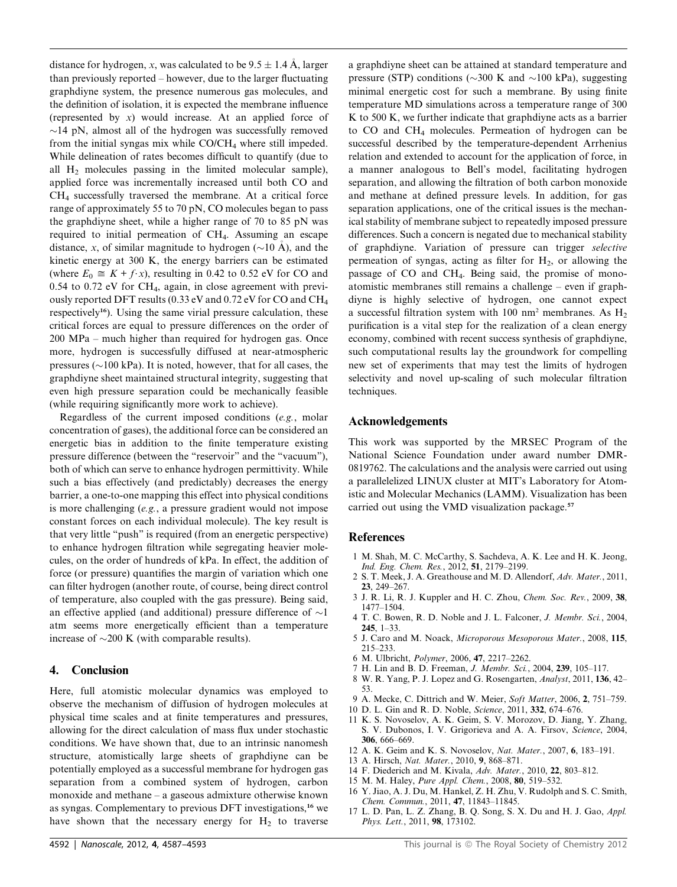distance for hydrogen, $x$, was calculated to be $9.5 \pm 1.4$ Å, larger than previously reported – however, due to the larger fluctuating graphdiyne system, the presence numerous gas molecules, and the definition of isolation, it is expected the membrane influence (represented by $x$) would increase. At an applied force of ~14 pN, almost all of the hydrogen was successfully removed from the initial syngas mix while $CO/CH_4$ where still impeded. While delineation of rates becomes difficult to quantify (due to all $H_2$ molecules passing in the limited molecular sample), applied force was incrementally increased until both CO and $CH_4$ successfully traversed the membrane. At a critical force range of approximately 55 to 70 pN, CO molecules began to pass the graphdiyne sheet, while a higher range of 70 to 85 pN was required to initial permeation of $CH_4$. Assuming an escape distance, $x$, of similar magnitude to hydrogen (~10 Å), and the kinetic energy at 300 K, the energy barriers can be estimated (where $E_0 \cong K + f \cdot x$), resulting in 0.42 to 0.52 eV for CO and 0.54 to 0.72 eV for $CH_4$, again, in close agreement with previously reported DFT results (0.33 eV and 0.72 eV for CO and $CH_4$ respectively[16]). Using the same virial pressure calculation, these critical forces are equal to pressure differences on the order of 200 MPa – much higher than required for hydrogen gas. Once more, hydrogen is successfully diffused at near-atmospheric pressures (~100 kPa). It is noted, however, that for all cases, the graphdiyne sheet maintained structural integrity, suggesting that even high pressure separation could be mechanically feasible (while requiring significantly more work to achieve).

Regardless of the current imposed conditions (*e.g.*, molar concentration of gases), the additional force can be considered an energetic bias in addition to the finite temperature existing pressure difference (between the "reservoir" and the "vacuum"), both of which can serve to enhance hydrogen permittivity. While such a bias effectively (and predictably) decreases the energy barrier, a one-to-one mapping this effect into physical conditions is more challenging (*e.g.*, a pressure gradient would not impose constant forces on each individual molecule). The key result is that very little "push" is required (from an energetic perspective) to enhance hydrogen filtration while segregating heavier molecules, on the order of hundreds of kPa. In effect, the addition of force (or pressure) quantifies the margin of variation which one can filter hydrogen (another route, of course, being direct control of temperature, also coupled with the gas pressure). Being said, an effective applied (and additional) pressure difference of ~1 atm seems more energetically efficient than a temperature increase of ~200 K (with comparable results).

## 4. Conclusion

Here, full atomistic molecular dynamics was employed to observe the mechanism of diffusion of hydrogen molecules at physical time scales and at finite temperatures and pressures, allowing for the direct calculation of mass flux under stochastic conditions. We have shown that, due to an intrinsic nanomesh structure, atomistically large sheets of graphdiyne can be potentially employed as a successful membrane for hydrogen gas separation from a combined system of hydrogen, carbon monoxide and methane – a gaseous admixture otherwise known as syngas. Complementary to previous DFT investigations,[16] we have shown that the necessary energy for $H_2$ to traverse a graphdiyne sheet can be attained at standard temperature and pressure (STP) conditions (~300 K and ~100 kPa), suggesting minimal energetic cost for such a membrane. By using finite temperature MD simulations across a temperature range of 300 K to 500 K, we further indicate that graphdiyne acts as a barrier to CO and $CH_4$ molecules. Permeation of hydrogen can be successful described by the temperature-dependent Arrhenius relation and extended to account for the application of force, in a manner analogous to Bell's model, facilitating hydrogen separation, and allowing the filtration of both carbon monoxide and methane at defined pressure levels. In addition, for gas separation applications, one of the critical issues is the mechanical stability of membrane subject to repeatedly imposed pressure differences. Such a concern is negated due to mechanical stability of graphdiyne. Variation of pressure can trigger *selective* permeation of syngas, acting as filter for $H_2$, or allowing the passage of CO and $CH_4$. Being said, the promise of monoatomic membranes still remains a challenge – even if graphdiyne is highly selective of hydrogen, one cannot expect a successful filtration system with 100 nm² membranes. As $H_2$ purification is a vital step for the realization of a clean energy economy, combined with recent success synthesis of graphdiyne, such computational results lay the groundwork for compelling new set of experiments that may test the limits of hydrogen selectivity and novel up-scaling of such molecular filtration techniques.

## Acknowledgements

This work was supported by the MRSEC Program of the National Science Foundation under award number DMR-0819762. The calculations and the analysis were carried out using a parallelelized LINUX cluster at MIT's Laboratory for Atomistic and Molecular Mechanics (LAMM). Visualization has been carried out using the VMD visualization package.[57]

## References

1 M. Shah, M. C. McCarthy, S. Sachdeva, A. K. Lee and H. K. Jeong, *Ind. Eng. Chem. Res.*, 2012, **51**, 2179–2199.
2 S. T. Meek, J. A. Greathouse and M. D. Allendorf, *Adv. Mater.*, 2011, **23**, 249–267.
3 J. R. Li, R. J. Kuppler and H. C. Zhou, *Chem. Soc. Rev.*, 2009, **38**, 1477–1504.
4 T. C. Bowen, R. D. Noble and J. L. Falconer, *J. Membr. Sci.*, 2004, **245**, 1–33.
5 J. Caro and M. Noack, *Microporous Mesoporous Mater.*, 2008, **115**, 215–233.
6 M. Ulbricht, *Polymer*, 2006, **47**, 2217–2262.
7 H. Lin and B. D. Freeman, *J. Membr. Sci.*, 2004, **239**, 105–117.
8 W. R. Yang, P. J. Lopez and G. Rosengarten, *Analyst*, 2011, **136**, 42–53.
9 A. Mecke, C. Dittrich and W. Meier, *Soft Matter*, 2006, **2**, 751–759.
10 D. L. Gin and R. D. Noble, *Science*, 2011, **332**, 674–676.
11 K. S. Novoselov, A. K. Geim, S. V. Morozov, D. Jiang, Y. Zhang, S. V. Dubonos, I. V. Grigorieva and A. A. Firsov, *Science*, 2004, **306**, 666–669.
12 A. K. Geim and K. S. Novoselov, *Nat. Mater.*, 2007, **6**, 183–191.
13 A. Hirsch, *Nat. Mater.*, 2010, **9**, 868–871.
14 F. Diederich and M. Kivala, *Adv. Mater.*, 2010, **22**, 803–812.
15 M. M. Haley, *Pure Appl. Chem.*, 2008, **80**, 519–532.
16 Y. Jiao, A. J. Du, M. Hankel, Z. H. Zhu, V. Rudolph and S. C. Smith, *Chem. Commun.*, 2011, **47**, 11843–11845.
17 L. D. Pan, L. Z. Zhang, B. Q. Song, S. X. Du and H. J. Gao, *Appl. Phys. Lett.*, 2011, **98**, 173102.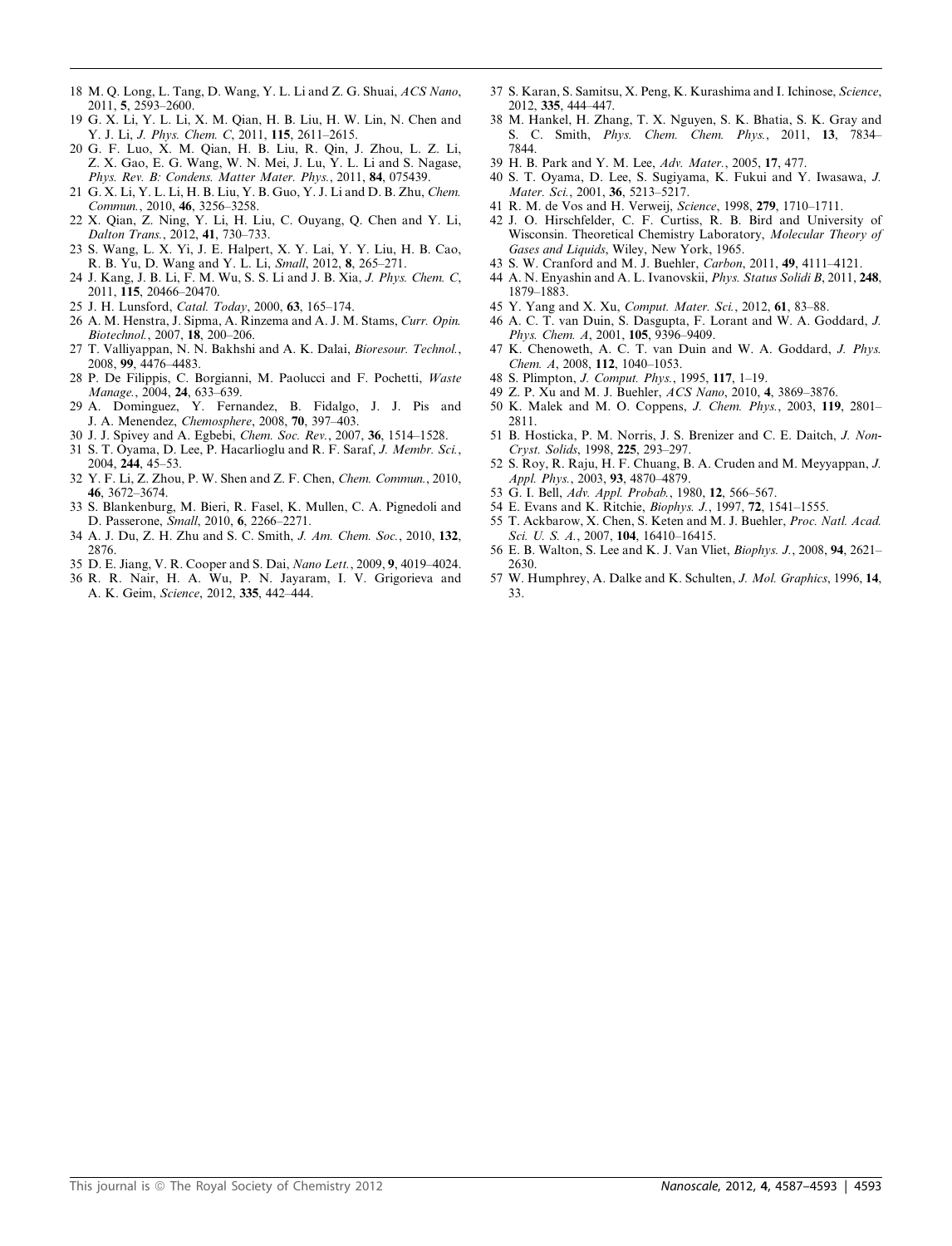18 M. Q. Long, L. Tang, D. Wang, Y. L. Li and Z. G. Shuai, *ACS Nano*, 2011, **5**, 2593–2600.

19 G. X. Li, Y. L. Li, X. M. Qian, H. B. Liu, H. W. Lin, N. Chen and Y. J. Li, *J. Phys. Chem. C*, 2011, **115**, 2611–2615.

20 G. F. Luo, X. M. Qian, H. B. Liu, R. Qin, J. Zhou, L. Z. Li, Z. X. Gao, E. G. Wang, W. N. Mei, J. Lu, Y. L. Li and S. Nagase, *Phys. Rev. B: Condens. Matter Mater. Phys.*, 2011, **84**, 075439.

21 G. X. Li, Y. L. Li, H. B. Liu, Y. B. Guo, Y. J. Li and D. B. Zhu, *Chem. Commun.*, 2010, **46**, 3256–3258.

22 X. Qian, Z. Ning, Y. Li, H. Liu, C. Ouyang, Q. Chen and Y. Li, *Dalton Trans.*, 2012, **41**, 730–733.

23 S. Wang, L. X. Yi, J. E. Halpert, X. Y. Lai, Y. Y. Liu, H. B. Cao, R. B. Yu, D. Wang and Y. L. Li, *Small*, 2012, **8**, 265–271.

24 J. Kang, J. B. Li, F. M. Wu, S. S. Li and J. B. Xia, *J. Phys. Chem. C*, 2011, **115**, 20466–20470.

25 J. H. Lunsford, *Catal. Today*, 2000, **63**, 165–174.

26 A. M. Henstra, J. Sipma, A. Rinzema and A. J. M. Stams, *Curr. Opin. Biotechnol.*, 2007, **18**, 200–206.

27 T. Valliyappan, N. N. Bakhshi and A. K. Dalai, *Bioresour. Technol.*, 2008, **99**, 4476–4483.

28 P. De Filippis, C. Borgianni, M. Paolucci and F. Pochetti, *Waste Manage.*, 2004, **24**, 633–639.

29 A. Dominguez, Y. Fernandez, B. Fidalgo, J. J. Pis and J. A. Menendez, *Chemosphere*, 2008, **70**, 397–403.

30 J. J. Spivey and A. Egbebi, *Chem. Soc. Rev.*, 2007, **36**, 1514–1528.

31 S. T. Oyama, D. Lee, P. Hacarlioglu and R. F. Saraf, *J. Membr. Sci.*, 2004, **244**, 45–53.

32 Y. F. Li, Z. Zhou, P. W. Shen and Z. F. Chen, *Chem. Commun.*, 2010, **46**, 3672–3674.

33 S. Blankenburg, M. Bieri, R. Fasel, K. Mullen, C. A. Pignedoli and D. Passerone, *Small*, 2010, **6**, 2266–2271.

34 A. J. Du, Z. H. Zhu and S. C. Smith, *J. Am. Chem. Soc.*, 2010, **132**, 2876.

35 D. E. Jiang, V. R. Cooper and S. Dai, *Nano Lett.*, 2009, **9**, 4019–4024.

36 R. R. Nair, H. A. Wu, P. N. Jayaram, I. V. Grigorieva and A. K. Geim, *Science*, 2012, **335**, 442–444.

37 S. Karan, S. Samitsu, X. Peng, K. Kurashima and I. Ichinose, *Science*, 2012, **335**, 444–447.

38 M. Hankel, H. Zhang, T. X. Nguyen, S. K. Bhatia, S. K. Gray and S. C. Smith, *Phys. Chem. Chem. Phys.*, 2011, **13**, 7834–7844.

39 H. B. Park and Y. M. Lee, *Adv. Mater.*, 2005, **17**, 477.

40 S. T. Oyama, D. Lee, S. Sugiyama, K. Fukui and Y. Iwasawa, *J. Mater. Sci.*, 2001, **36**, 5213–5217.

41 R. M. de Vos and H. Verweij, *Science*, 1998, **279**, 1710–1711.

42 J. O. Hirschfelder, C. F. Curtiss, R. B. Bird and University of Wisconsin. Theoretical Chemistry Laboratory, *Molecular Theory of Gases and Liquids*, Wiley, New York, 1965.

43 S. W. Cranford and M. J. Buehler, *Carbon*, 2011, **49**, 4111–4121.

44 A. N. Enyashin and A. L. Ivanovskii, *Phys. Status Solidi B*, 2011, **248**, 1879–1883.

45 Y. Yang and X. Xu, *Comput. Mater. Sci.*, 2012, **61**, 83–88.

46 A. C. T. van Duin, S. Dasgupta, F. Lorant and W. A. Goddard, *J. Phys. Chem. A*, 2001, **105**, 9396–9409.

47 K. Chenoweth, A. C. T. van Duin and W. A. Goddard, *J. Phys. Chem. A*, 2008, **112**, 1040–1053.

48 S. Plimpton, *J. Comput. Phys.*, 1995, **117**, 1–19.

49 Z. P. Xu and M. J. Buehler, *ACS Nano*, 2010, **4**, 3869–3876.

50 K. Malek and M. O. Coppens, *J. Chem. Phys.*, 2003, **119**, 2801–2811.

51 B. Hosticka, P. M. Norris, J. S. Brenizer and C. E. Daitch, *J. Non-Cryst. Solids*, 1998, **225**, 293–297.

52 S. Roy, R. Raju, H. F. Chuang, B. A. Cruden and M. Meyyappan, *J. Appl. Phys.*, 2003, **93**, 4870–4879.

53 G. I. Bell, *Adv. Appl. Probab.*, 1980, **12**, 566–567.

54 E. Evans and K. Ritchie, *Biophys. J.*, 1997, **72**, 1541–1555.

55 T. Ackbarow, X. Chen, S. Keten and M. J. Buehler, *Proc. Natl. Acad. Sci. U. S. A.*, 2007, **104**, 16410–16415.

56 E. B. Walton, S. Lee and K. J. Van Vliet, *Biophys. J.*, 2008, **94**, 2621–2630.

57 W. Humphrey, A. Dalke and K. Schulten, *J. Mol. Graphics*, 1996, **14**, 33.